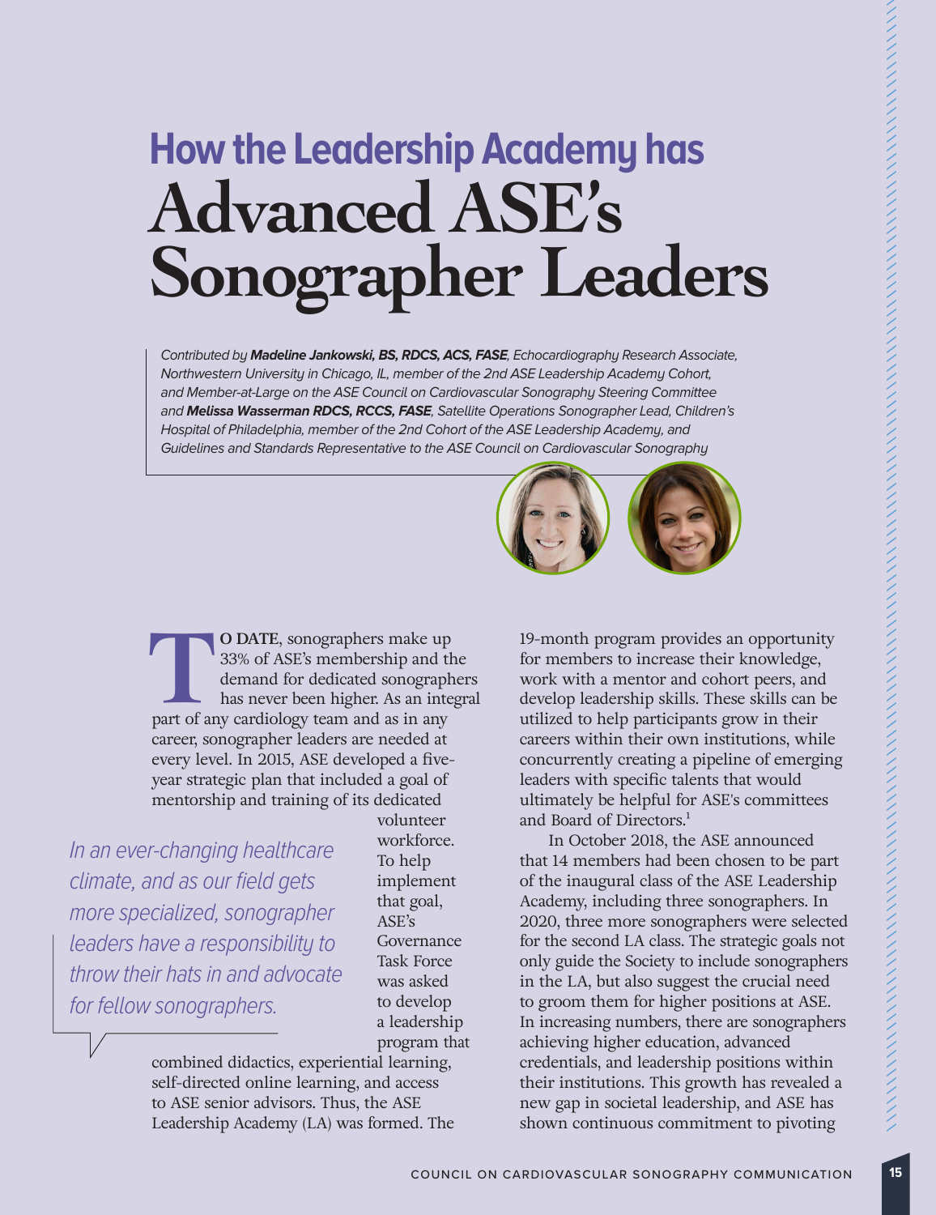# How the Leadership Academy has Advanced ASE's Sonographer Leaders

*Contributed by **Madeline Jankowski, BS, RDCS, ACS, FASE**, Echocardiography Research Associate, Northwestern University in Chicago, IL, member of the 2nd ASE Leadership Academy Cohort, and Member-at-Large on the ASE Council on Cardiovascular Sonography Steering Committee and **Melissa Wasserman RDCS, RCCS, FASE**, Satellite Operations Sonographer Lead, Children's Hospital of Philadelphia, member of the 2nd Cohort of the ASE Leadership Academy, and Guidelines and Standards Representative to the ASE Council on Cardiovascular Sonography*

**TO DATE**, sonographers make up 33% of ASE's membership and the demand for dedicated sonographers has never been higher. As an integral part of any cardiology team and as in any career, sonographer leaders are needed at every level. In 2015, ASE developed a five-year strategic plan that included a goal of mentorship and training of its dedicated volunteer workforce. To help implement that goal, ASE's Governance Task Force was asked to develop a leadership program that combined didactics, experiential learning, self-directed online learning, and access to ASE senior advisors. Thus, the ASE Leadership Academy (LA) was formed. The 19-month program provides an opportunity for members to increase their knowledge, work with a mentor and cohort peers, and develop leadership skills. These skills can be utilized to help participants grow in their careers within their own institutions, while concurrently creating a pipeline of emerging leaders with specific talents that would ultimately be helpful for ASE's committees and Board of Directors.[1]

*In an ever-changing healthcare climate, and as our field gets more specialized, sonographer leaders have a responsibility to throw their hats in and advocate for fellow sonographers.*

In October 2018, the ASE announced that 14 members had been chosen to be part of the inaugural class of the ASE Leadership Academy, including three sonographers. In 2020, three more sonographers were selected for the second LA class. The strategic goals not only guide the Society to include sonographers in the LA, but also suggest the crucial need to groom them for higher positions at ASE. In increasing numbers, there are sonographers achieving higher education, advanced credentials, and leadership positions within their institutions. This growth has revealed a new gap in societal leadership, and ASE has shown continuous commitment to pivoting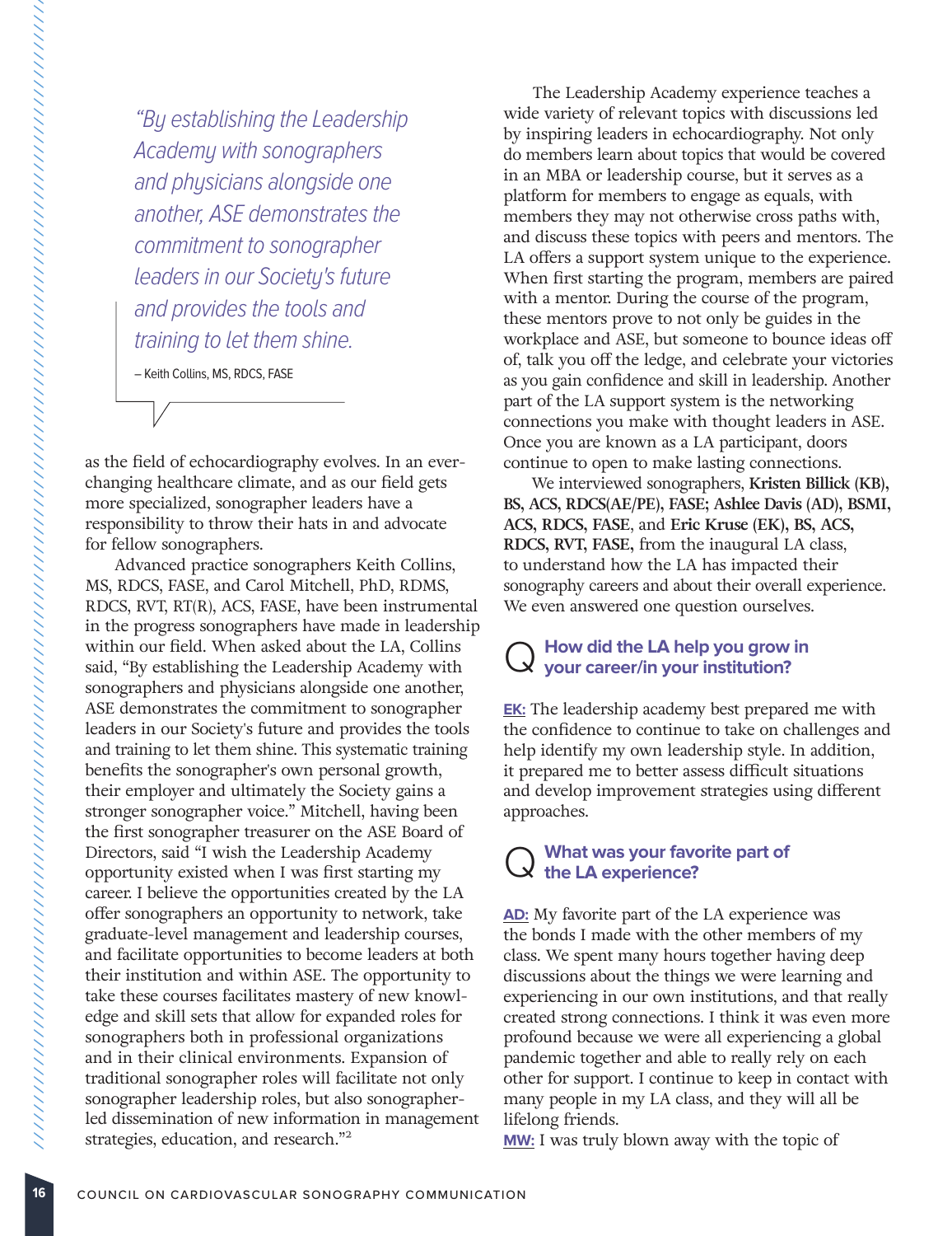> *"By establishing the Leadership Academy with sonographers and physicians alongside one another, ASE demonstrates the commitment to sonographer leaders in our Society's future and provides the tools and training to let them shine.*
>
> – Keith Collins, MS, RDCS, FASE

as the field of echocardiography evolves. In an ever-changing healthcare climate, and as our field gets more specialized, sonographer leaders have a responsibility to throw their hats in and advocate for fellow sonographers.

Advanced practice sonographers Keith Collins, MS, RDCS, FASE, and Carol Mitchell, PhD, RDMS, RDCS, RVT, RT(R), ACS, FASE, have been instrumental in the progress sonographers have made in leadership within our field. When asked about the LA, Collins said, "By establishing the Leadership Academy with sonographers and physicians alongside one another, ASE demonstrates the commitment to sonographer leaders in our Society's future and provides the tools and training to let them shine. This systematic training benefits the sonographer's own personal growth, their employer and ultimately the Society gains a stronger sonographer voice." Mitchell, having been the first sonographer treasurer on the ASE Board of Directors, said "I wish the Leadership Academy opportunity existed when I was first starting my career. I believe the opportunities created by the LA offer sonographers an opportunity to network, take graduate-level management and leadership courses, and facilitate opportunities to become leaders at both their institution and within ASE. The opportunity to take these courses facilitates mastery of new knowledge and skill sets that allow for expanded roles for sonographers both in professional organizations and in their clinical environments. Expansion of traditional sonographer roles will facilitate not only sonographer leadership roles, but also sonographer-led dissemination of new information in management strategies, education, and research."[2]

The Leadership Academy experience teaches a wide variety of relevant topics with discussions led by inspiring leaders in echocardiography. Not only do members learn about topics that would be covered in an MBA or leadership course, but it serves as a platform for members to engage as equals, with members they may not otherwise cross paths with, and discuss these topics with peers and mentors. The LA offers a support system unique to the experience. When first starting the program, members are paired with a mentor. During the course of the program, these mentors prove to not only be guides in the workplace and ASE, but someone to bounce ideas off of, talk you off the ledge, and celebrate your victories as you gain confidence and skill in leadership. Another part of the LA support system is the networking connections you make with thought leaders in ASE. Once you are known as a LA participant, doors continue to open to make lasting connections.

We interviewed sonographers, **Kristen Billick (KB), BS, ACS, RDCS(AE/PE), FASE; Ashlee Davis (AD), BSMI, ACS, RDCS, FASE**, and **Eric Kruse (EK), BS, ACS, RDCS, RVT, FASE,** from the inaugural LA class, to understand how the LA has impacted their sonography careers and about their overall experience. We even answered one question ourselves.

## Q How did the LA help you grow in your career/in your institution?

**EK:** The leadership academy best prepared me with the confidence to continue to take on challenges and help identify my own leadership style. In addition, it prepared me to better assess difficult situations and develop improvement strategies using different approaches.

## Q What was your favorite part of the LA experience?

**AD:** My favorite part of the LA experience was the bonds I made with the other members of my class. We spent many hours together having deep discussions about the things we were learning and experiencing in our own institutions, and that really created strong connections. I think it was even more profound because we were all experiencing a global pandemic together and able to really rely on each other for support. I continue to keep in contact with many people in my LA class, and they will all be lifelong friends.

**MW:** I was truly blown away with the topic of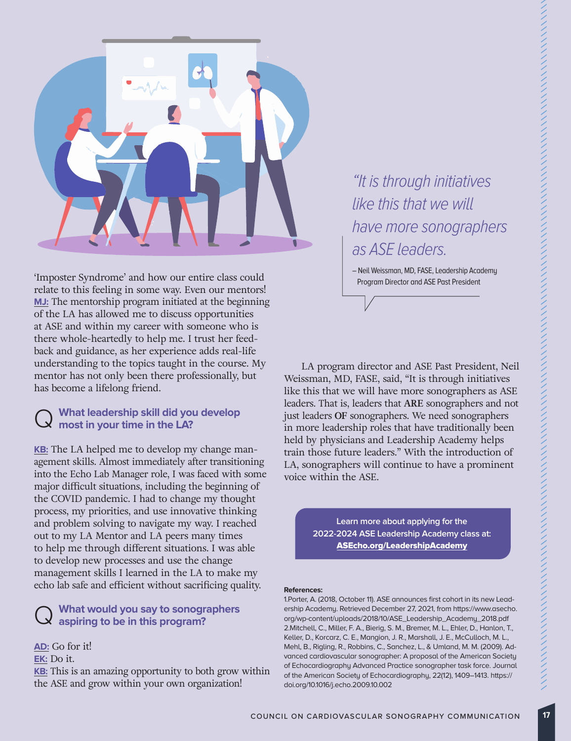'Imposter Syndrome' and how our entire class could relate to this feeling in some way. Even our mentors!

**MJ:** The mentorship program initiated at the beginning of the LA has allowed me to discuss opportunities at ASE and within my career with someone who is there whole-heartedly to help me. I trust her feedback and guidance, as her experience adds real-life understanding to the topics taught in the course. My mentor has not only been there professionally, but has become a lifelong friend.

### Q What leadership skill did you develop most in your time in the LA?

**KB:** The LA helped me to develop my change management skills. Almost immediately after transitioning into the Echo Lab Manager role, I was faced with some major difficult situations, including the beginning of the COVID pandemic. I had to change my thought process, my priorities, and use innovative thinking and problem solving to navigate my way. I reached out to my LA Mentor and LA peers many times to help me through different situations. I was able to develop new processes and use the change management skills I learned in the LA to make my echo lab safe and efficient without sacrificing quality.

### Q What would you say to sonographers aspiring to be in this program?

**AD:** Go for it!
**EK:** Do it.
**KB:** This is an amazing opportunity to both grow within the ASE and grow within your own organization!

> *"It is through initiatives like this that we will have more sonographers as ASE leaders.*
>
> – Neil Weissman, MD, FASE, Leadership Academy Program Director and ASE Past President

LA program director and ASE Past President, Neil Weissman, MD, FASE, said, "It is through initiatives like this that we will have more sonographers as ASE leaders. That is, leaders that **ARE** sonographers and not just leaders **OF** sonographers. We need sonographers in more leadership roles that have traditionally been held by physicians and Leadership Academy helps train those future leaders." With the introduction of LA, sonographers will continue to have a prominent voice within the ASE.

Learn more about applying for the 2022-2024 ASE Leadership Academy class at: **ASEcho.org/LeadershipAcademy**

**References:**

1. Porter, A. (2018, October 11). ASE announces first cohort in its new Leadership Academy. Retrieved December 27, 2021, from https://www.asecho.org/wp-content/uploads/2018/10/ASE_Leadership_Academy_2018.pdf
2. Mitchell, C., Miller, F. A., Bierig, S. M., Bremer, M. L., Ehler, D., Hanlon, T., Keller, D., Korcarz, C. E., Mangion, J. R., Marshall, J. E., McCulloch, M. L., Mehl, B., Rigling, R., Robbins, C., Sanchez, L., & Umland, M. M. (2009). Advanced cardiovascular sonographer: A proposal of the American Society of Echocardiography Advanced Practice sonographer task force. Journal of the American Society of Echocardiography, 22(12), 1409–1413. https://doi.org/10.1016/j.echo.2009.10.002